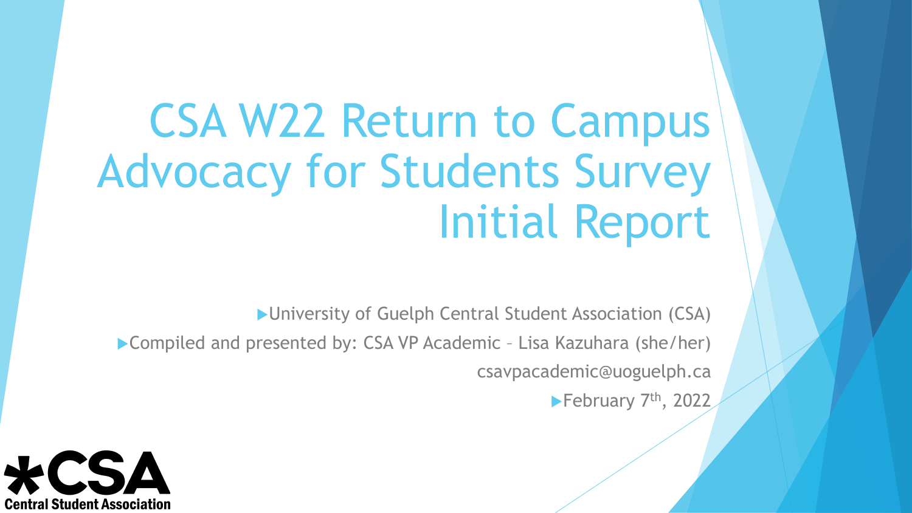# CSA W22 Return to Campus Advocacy for Students Survey Initial Report

- University of Guelph Central Student Association (CSA)
- Compiled and presented by: CSA VP Academic – Lisa Kazuhara (she/her)

csavpacademic@uoguelph.ca

- February 7th, 2022

*CSA

Central Student Association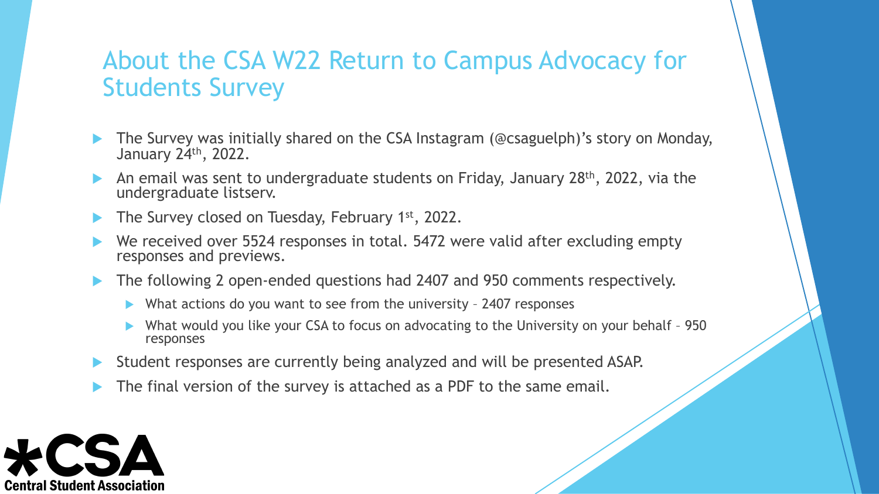## About the CSA W22 Return to Campus Advocacy for Students Survey

- The Survey was initially shared on the CSA Instagram (@csaguelph)'s story on Monday, January 24th, 2022.
- An email was sent to undergraduate students on Friday, January 28th, 2022, via the undergraduate listserv.
- The Survey closed on Tuesday, February 1st, 2022.
- We received over 5524 responses in total. 5472 were valid after excluding empty responses and previews.
- The following 2 open-ended questions had 2407 and 950 comments respectively.
  - What actions do you want to see from the university – 2407 responses
  - What would you like your CSA to focus on advocating to the University on your behalf – 950 responses
- Student responses are currently being analyzed and will be presented ASAP.
- The final version of the survey is attached as a PDF to the same email.

*CSA
Central Student Association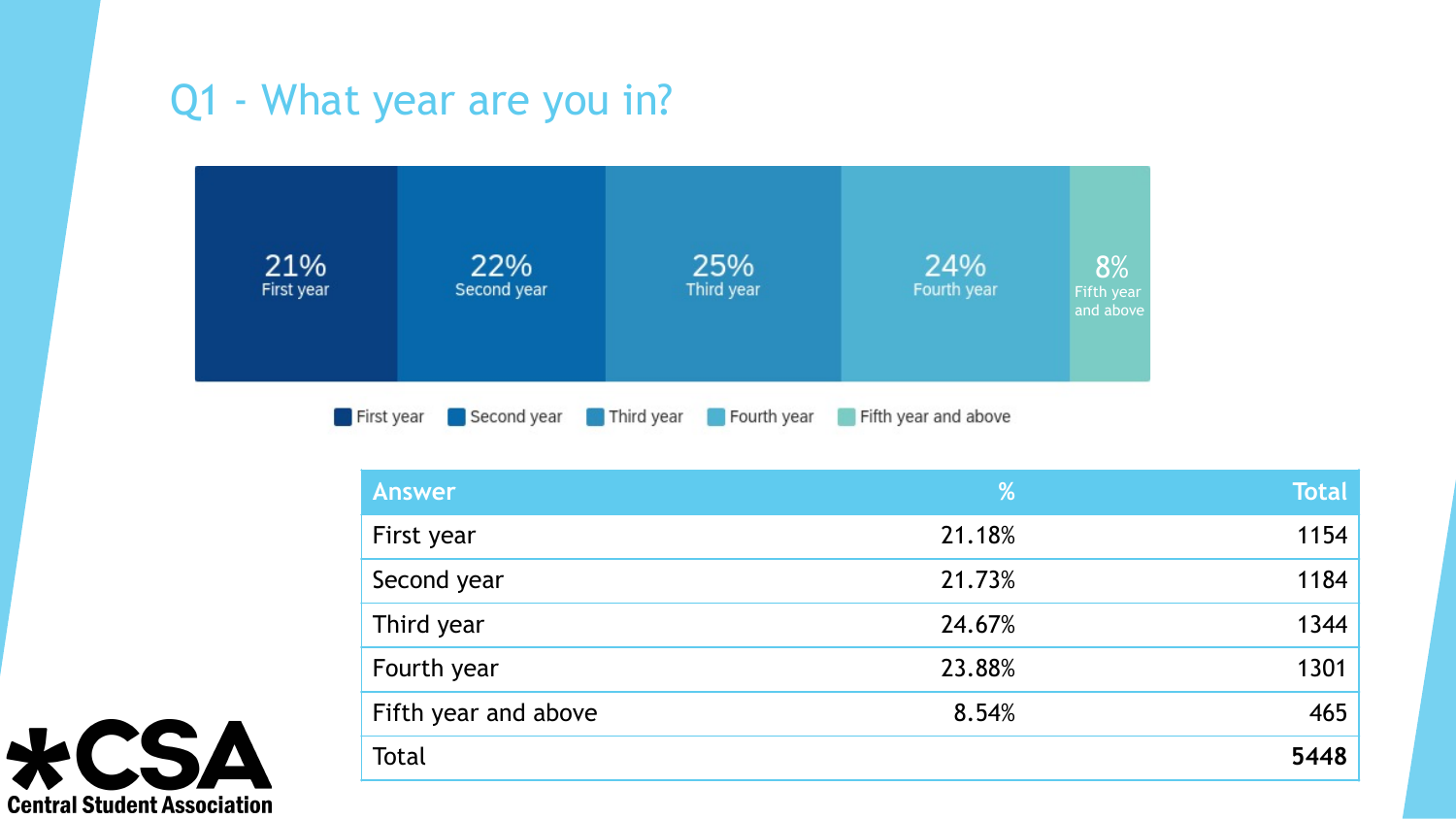# Q1 - What year are you in?

| Answer | % | Total |
|---|---|---|
| First year | 21.18% | 1154 |
| Second year | 21.73% | 1184 |
| Third year | 24.67% | 1344 |
| Fourth year | 23.88% | 1301 |
| Fifth year and above | 8.54% | 465 |
| Total | | **5448** |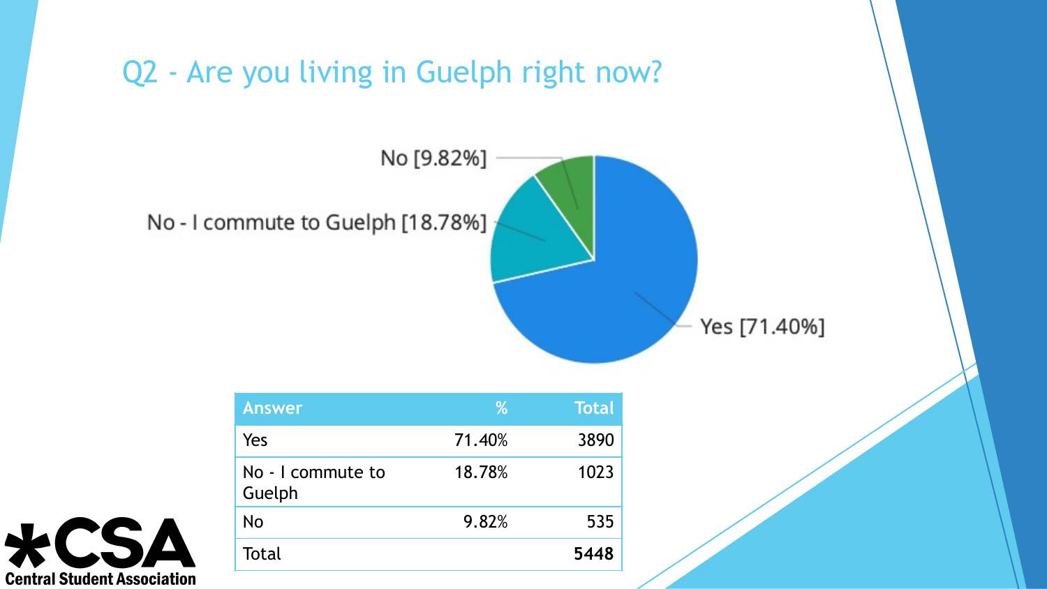# Q2 - Are you living in Guelph right now?

No [9.82%]

No - I commute to Guelph [18.78%]

Yes [71.40%]

| Answer | % | Total |
|---|---|---|
| Yes | 71.40% | 3890 |
| No - I commute to Guelph | 18.78% | 1023 |
| No | 9.82% | 535 |
| Total | | **5448** |

*CSA Central Student Association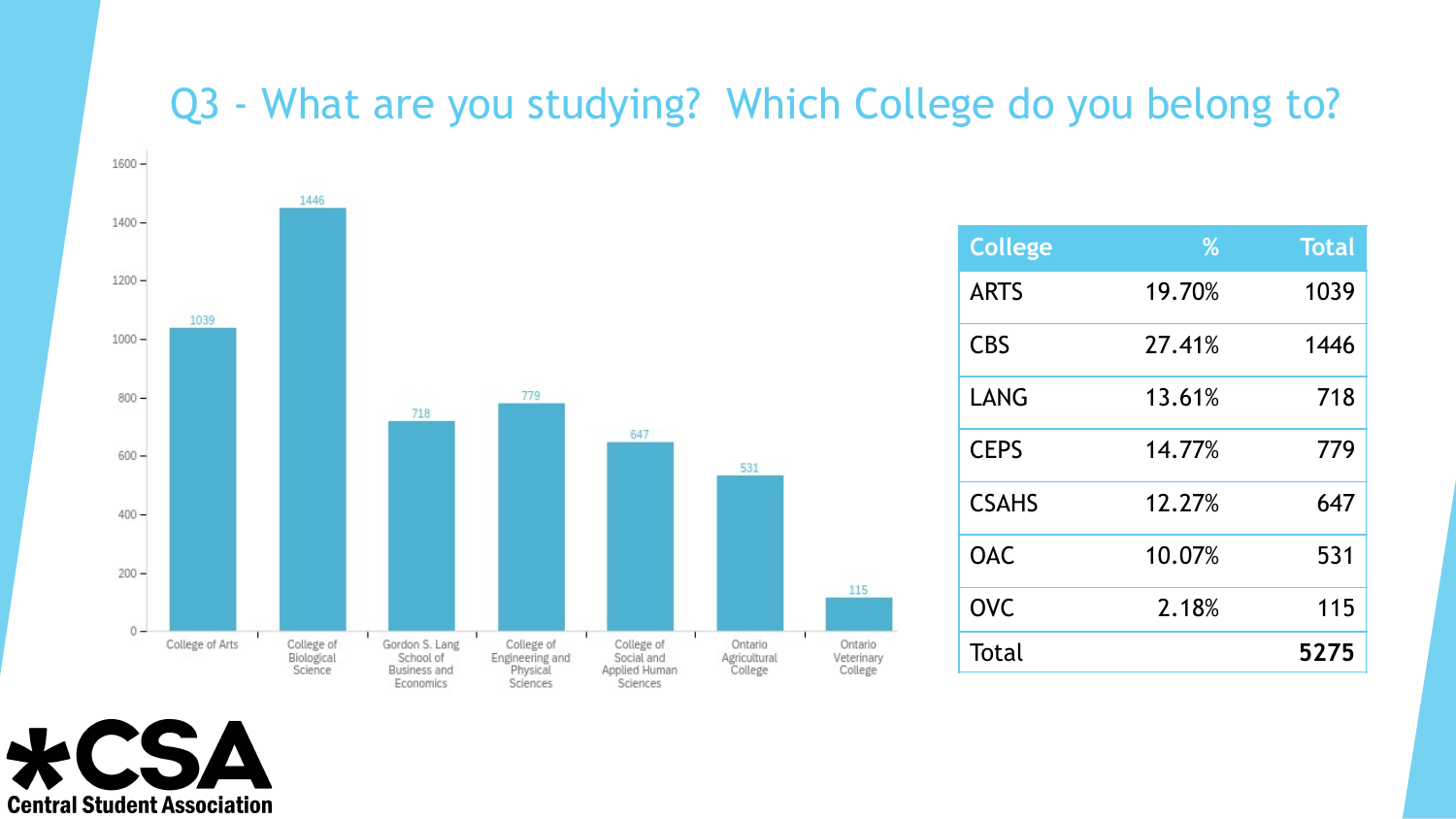## Q3 - What are you studying? Which College do you belong to?

| College | % | Total |
|---|---|---|
| ARTS | 19.70% | 1039 |
| CBS | 27.41% | 1446 |
| LANG | 13.61% | 718 |
| CEPS | 14.77% | 779 |
| CSAHS | 12.27% | 647 |
| OAC | 10.07% | 531 |
| OVC | 2.18% | 115 |
| Total | | **5275** |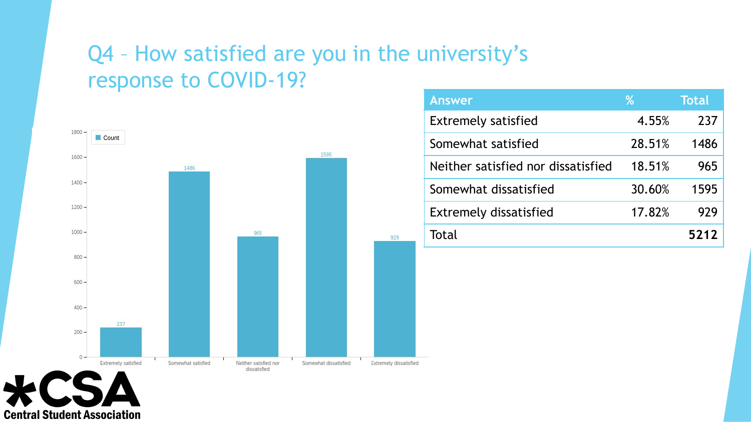# Q4 – How satisfied are you in the university's response to COVID-19?

| Answer | % | Total |
| --- | --- | --- |
| Extremely satisfied | 4.55% | 237 |
| Somewhat satisfied | 28.51% | 1486 |
| Neither satisfied nor dissatisfied | 18.51% | 965 |
| Somewhat dissatisfied | 30.60% | 1595 |
| Extremely dissatisfied | 17.82% | 929 |
| Total | | **5212** |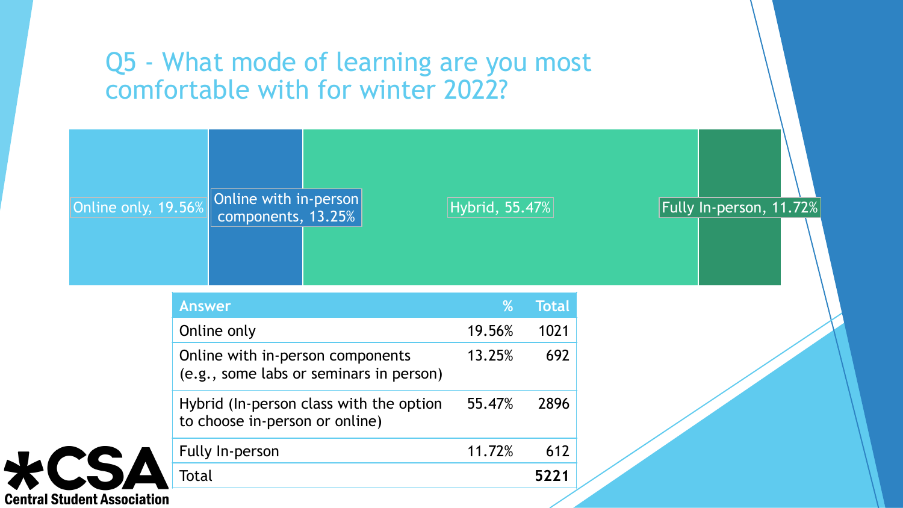# Q5 - What mode of learning are you most comfortable with for winter 2022?

Online only, 19.56%

Online with in-person components, 13.25%

Hybrid, 55.47%

Fully In-person, 11.72%

| Answer | % | Total |
| --- | --- | --- |
| Online only | 19.56% | 1021 |
| Online with in-person components (e.g., some labs or seminars in person) | 13.25% | 692 |
| Hybrid (In-person class with the option to choose in-person or online) | 55.47% | 2896 |
| Fully In-person | 11.72% | 612 |
| Total | | **5221** |

*CSA Central Student Association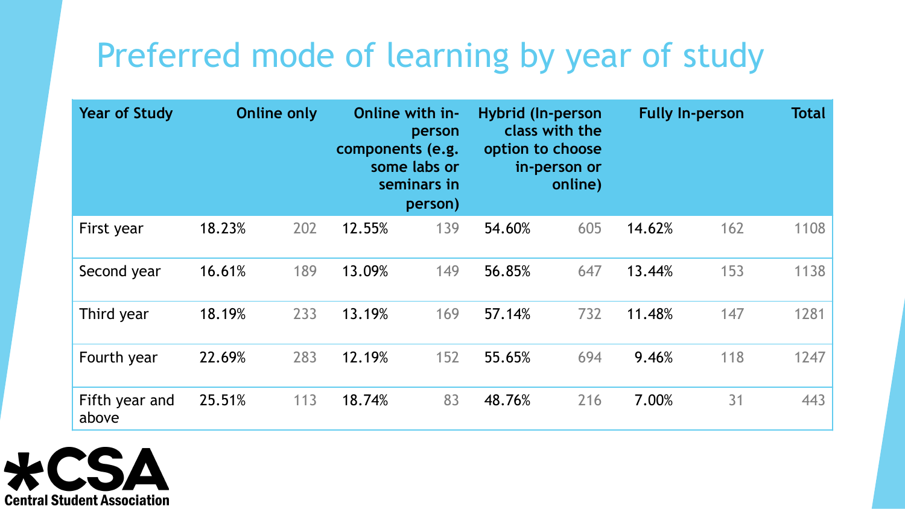# Preferred mode of learning by year of study

| Year of Study | Online only | | Online with in-person components (e.g. some labs or seminars in person) | | Hybrid (In-person class with the option to choose in-person or online) | | Fully In-person | | Total |
|---|---|---|---|---|---|---|---|---|---|
| First year | 18.23% | 202 | 12.55% | 139 | 54.60% | 605 | 14.62% | 162 | 1108 |
| Second year | 16.61% | 189 | 13.09% | 149 | 56.85% | 647 | 13.44% | 153 | 1138 |
| Third year | 18.19% | 233 | 13.19% | 169 | 57.14% | 732 | 11.48% | 147 | 1281 |
| Fourth year | 22.69% | 283 | 12.19% | 152 | 55.65% | 694 | 9.46% | 118 | 1247 |
| Fifth year and above | 25.51% | 113 | 18.74% | 83 | 48.76% | 216 | 7.00% | 31 | 443 |

*CSA Central Student Association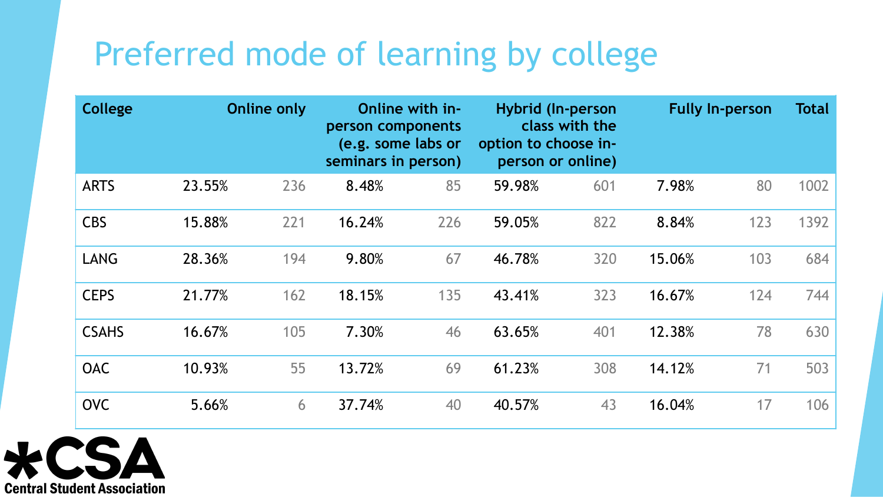# Preferred mode of learning by college

| College | Online only | | Online with in-person components (e.g. some labs or seminars in person) | | Hybrid (In-person class with the option to choose in-person or online) | | Fully In-person | | Total |
|---|---|---|---|---|---|---|---|---|---|
| ARTS | 23.55% | 236 | 8.48% | 85 | 59.98% | 601 | 7.98% | 80 | 1002 |
| CBS | 15.88% | 221 | 16.24% | 226 | 59.05% | 822 | 8.84% | 123 | 1392 |
| LANG | 28.36% | 194 | 9.80% | 67 | 46.78% | 320 | 15.06% | 103 | 684 |
| CEPS | 21.77% | 162 | 18.15% | 135 | 43.41% | 323 | 16.67% | 124 | 744 |
| CSAHS | 16.67% | 105 | 7.30% | 46 | 63.65% | 401 | 12.38% | 78 | 630 |
| OAC | 10.93% | 55 | 13.72% | 69 | 61.23% | 308 | 14.12% | 71 | 503 |
| OVC | 5.66% | 6 | 37.74% | 40 | 40.57% | 43 | 16.04% | 17 | 106 |

*CSA
Central Student Association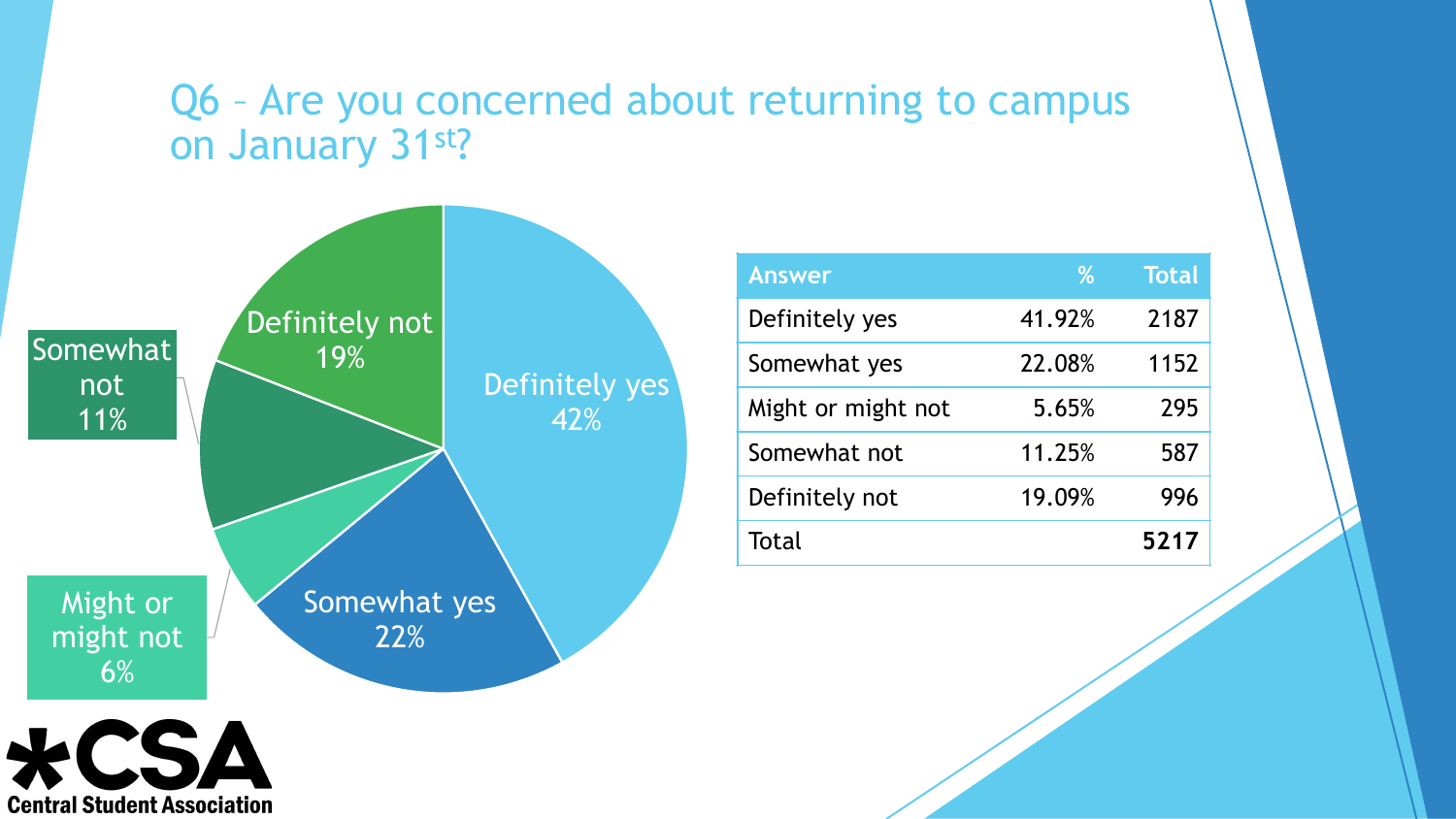# Q6 – Are you concerned about returning to campus on January 31st?

| Answer | % | Total |
|---|---|---|
| Definitely yes | 41.92% | 2187 |
| Somewhat yes | 22.08% | 1152 |
| Might or might not | 5.65% | 295 |
| Somewhat not | 11.25% | 587 |
| Definitely not | 19.09% | 996 |
| Total | | **5217** |

Definitely yes 42%
Somewhat yes 22%
Might or might not 6%
Somewhat not 11%
Definitely not 19%

*CSA Central Student Association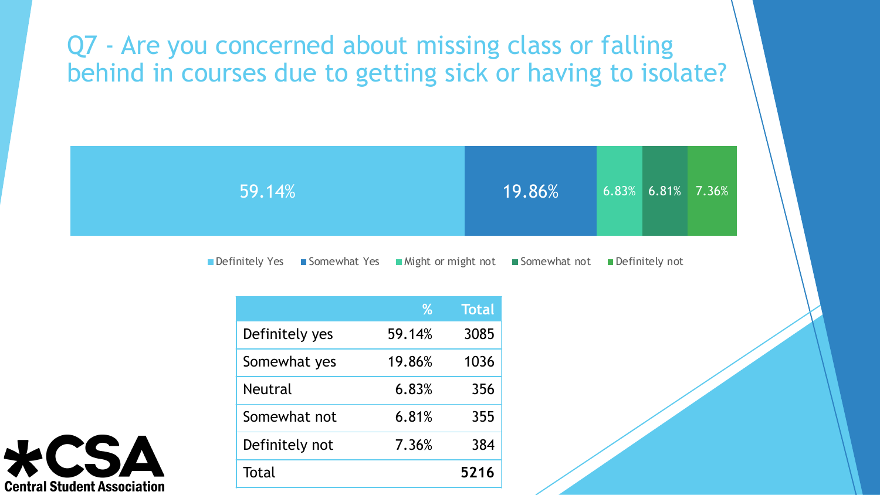# Q7 - Are you concerned about missing class or falling behind in courses due to getting sick or having to isolate?

59.14% | 19.86% | 6.83% | 6.81% | 7.36%

Definitely Yes | Somewhat Yes | Might or might not | Somewhat not | Definitely not

| | % | Total |
|---|---|---|
| Definitely yes | 59.14% | 3085 |
| Somewhat yes | 19.86% | 1036 |
| Neutral | 6.83% | 356 |
| Somewhat not | 6.81% | 355 |
| Definitely not | 7.36% | 384 |
| Total | | **5216** |

*CSA Central Student Association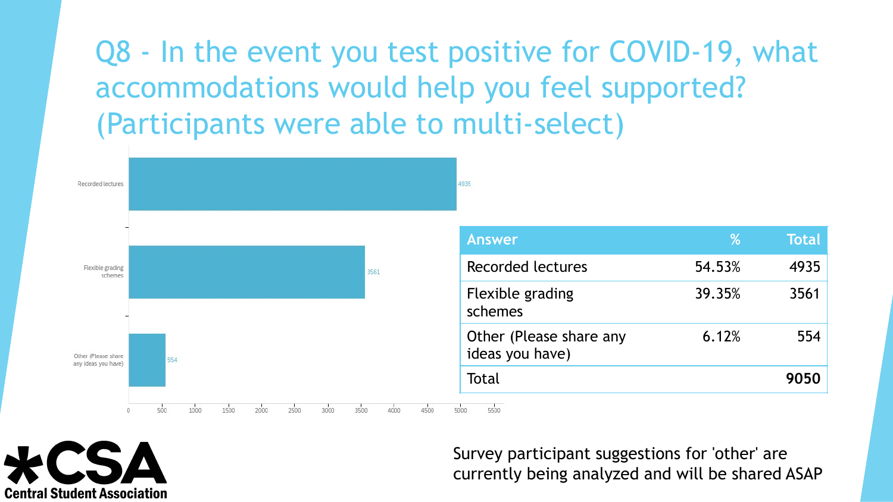# Q8 - In the event you test positive for COVID-19, what accommodations would help you feel supported? (Participants were able to multi-select)

| Answer | % | Total |
|---|---|---|
| Recorded lectures | 54.53% | 4935 |
| Flexible grading schemes | 39.35% | 3561 |
| Other (Please share any ideas you have) | 6.12% | 554 |
| Total | | **9050** |

Survey participant suggestions for 'other' are currently being analyzed and will be shared ASAP

*CSA Central Student Association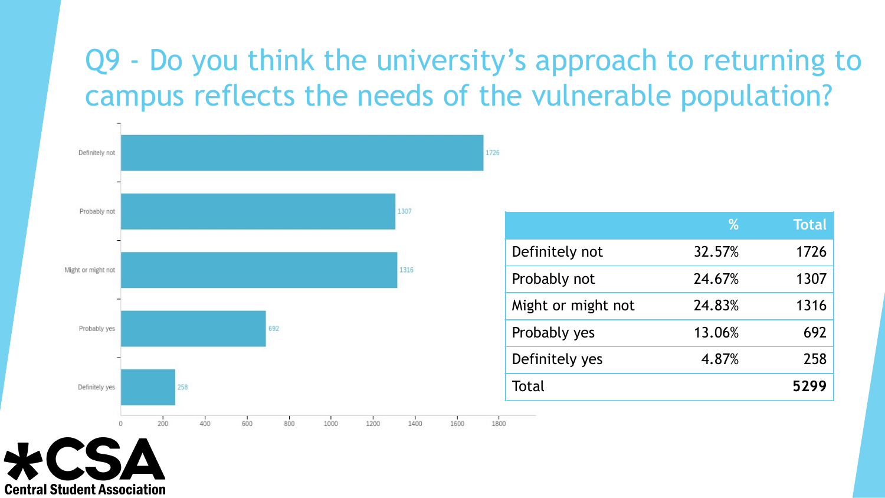# Q9 - Do you think the university's approach to returning to campus reflects the needs of the vulnerable population?

| | % | Total |
|---|---|---|
| Definitely not | 32.57% | 1726 |
| Probably not | 24.67% | 1307 |
| Might or might not | 24.83% | 1316 |
| Probably yes | 13.06% | 692 |
| Definitely yes | 4.87% | 258 |
| Total | | **5299** |

*CSA
Central Student Association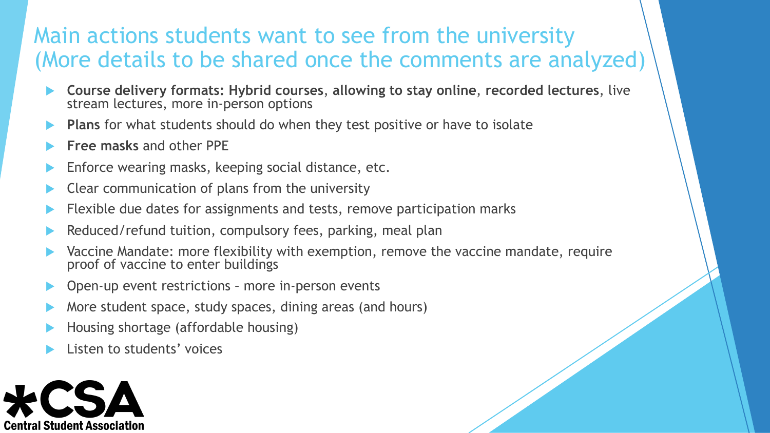# Main actions students want to see from the university (More details to be shared once the comments are analyzed)

- **Course delivery formats: Hybrid courses**, **allowing to stay online**, **recorded lectures**, live stream lectures, more in-person options
- **Plans** for what students should do when they test positive or have to isolate
- **Free masks** and other PPE
- Enforce wearing masks, keeping social distance, etc.
- Clear communication of plans from the university
- Flexible due dates for assignments and tests, remove participation marks
- Reduced/refund tuition, compulsory fees, parking, meal plan
- Vaccine Mandate: more flexibility with exemption, remove the vaccine mandate, require proof of vaccine to enter buildings
- Open-up event restrictions – more in-person events
- More student space, study spaces, dining areas (and hours)
- Housing shortage (affordable housing)
- Listen to students' voices

*CSA
Central Student Association